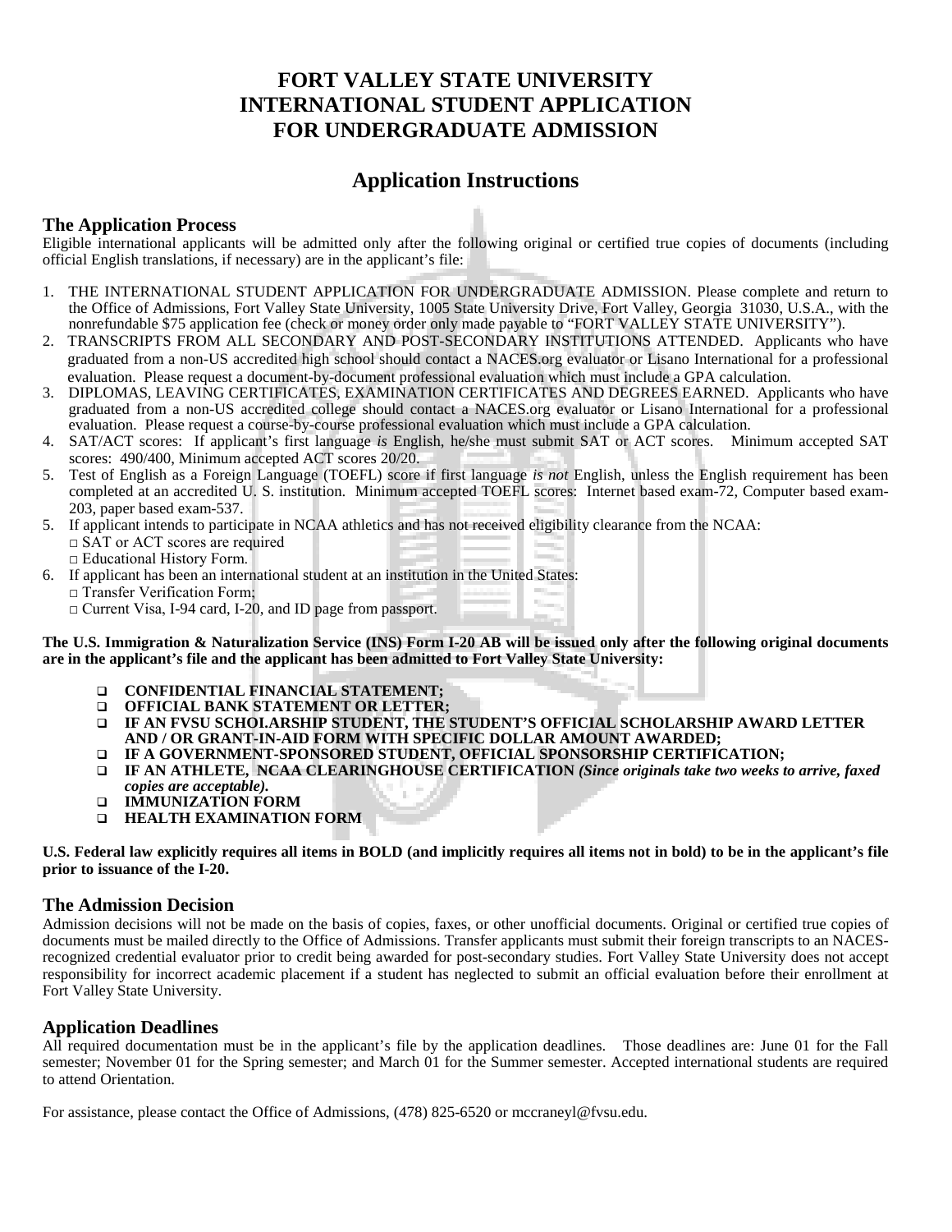# FORT VALLEY STATE UNIVERSITY
# INTERNATIONAL STUDENT APPLICATION
# FOR UNDERGRADUATE ADMISSION

## Application Instructions

### The Application Process

Eligible international applicants will be admitted only after the following original or certified true copies of documents (including official English translations, if necessary) are in the applicant's file:

1. THE INTERNATIONAL STUDENT APPLICATION FOR UNDERGRADUATE ADMISSION. Please complete and return to the Office of Admissions, Fort Valley State University, 1005 State University Drive, Fort Valley, Georgia 31030, U.S.A., with the nonrefundable $75 application fee (check or money order only made payable to "FORT VALLEY STATE UNIVERSITY").
2. TRANSCRIPTS FROM ALL SECONDARY AND POST-SECONDARY INSTITUTIONS ATTENDED. Applicants who have graduated from a non-US accredited high school should contact a NACES.org evaluator or Lisano International for a professional evaluation. Please request a document-by-document professional evaluation which must include a GPA calculation.
3. DIPLOMAS, LEAVING CERTIFICATES, EXAMINATION CERTIFICATES AND DEGREES EARNED. Applicants who have graduated from a non-US accredited college should contact a NACES.org evaluator or Lisano International for a professional evaluation. Please request a course-by-course professional evaluation which must include a GPA calculation.
4. SAT/ACT scores: If applicant's first language *is* English, he/she must submit SAT or ACT scores. Minimum accepted SAT scores: 490/400, Minimum accepted ACT scores 20/20.
5. Test of English as a Foreign Language (TOEFL) score if first language *is not* English, unless the English requirement has been completed at an accredited U. S. institution. Minimum accepted TOEFL scores: Internet based exam-72, Computer based exam-203, paper based exam-537.
5. If applicant intends to participate in NCAA athletics and has not received eligibility clearance from the NCAA:
   - □ SAT or ACT scores are required
   - □ Educational History Form.
6. If applicant has been an international student at an institution in the United States:
   - □ Transfer Verification Form;
   - □ Current Visa, I-94 card, I-20, and ID page from passport.

**The U.S. Immigration & Naturalization Service (INS) Form I-20 AB will be issued only after the following original documents are in the applicant's file and the applicant has been admitted to Fort Valley State University:**

- ❑ **CONFIDENTIAL FINANCIAL STATEMENT;**
- ❑ **OFFICIAL BANK STATEMENT OR LETTER;**
- ❑ **IF AN FVSU SCHOLARSHIP STUDENT, THE STUDENT'S OFFICIAL SCHOLARSHIP AWARD LETTER AND / OR GRANT-IN-AID FORM WITH SPECIFIC DOLLAR AMOUNT AWARDED;**
- ❑ **IF A GOVERNMENT-SPONSORED STUDENT, OFFICIAL SPONSORSHIP CERTIFICATION;**
- ❑ **IF AN ATHLETE, NCAA CLEARINGHOUSE CERTIFICATION *(Since originals take two weeks to arrive, faxed copies are acceptable).***
- ❑ **IMMUNIZATION FORM**
- ❑ **HEALTH EXAMINATION FORM**

**U.S. Federal law explicitly requires all items in BOLD (and implicitly requires all items not in bold) to be in the applicant's file prior to issuance of the I-20.**

### The Admission Decision

Admission decisions will not be made on the basis of copies, faxes, or other unofficial documents. Original or certified true copies of documents must be mailed directly to the Office of Admissions. Transfer applicants must submit their foreign transcripts to an NACES-recognized credential evaluator prior to credit being awarded for post-secondary studies. Fort Valley State University does not accept responsibility for incorrect academic placement if a student has neglected to submit an official evaluation before their enrollment at Fort Valley State University.

### Application Deadlines

All required documentation must be in the applicant's file by the application deadlines. Those deadlines are: June 01 for the Fall semester; November 01 for the Spring semester; and March 01 for the Summer semester. Accepted international students are required to attend Orientation.

For assistance, please contact the Office of Admissions, (478) 825-6520 or mccraneyl@fvsu.edu.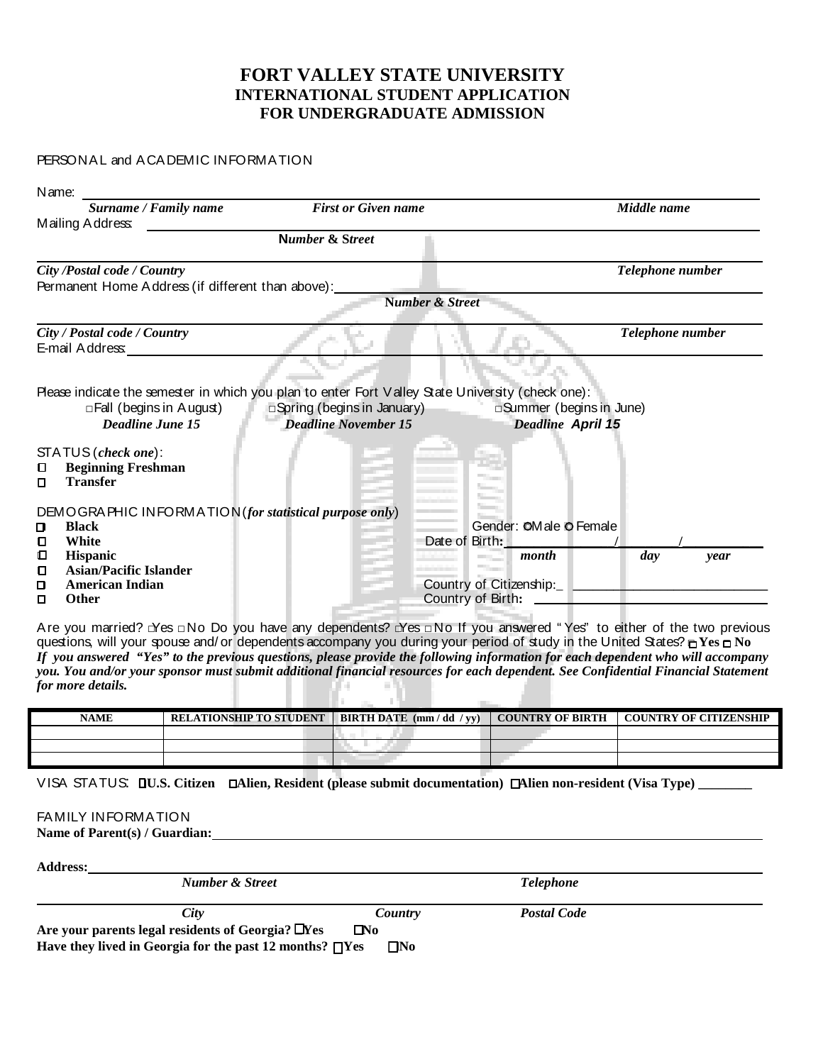# FORT VALLEY STATE UNIVERSITY
## INTERNATIONAL STUDENT APPLICATION
## FOR UNDERGRADUATE ADMISSION

PERSONAL and ACADEMIC INFORMATION

Name: ______________________________________________________________________________

*Surname / Family name* &nbsp;&nbsp;&nbsp;&nbsp; *First or Given name* &nbsp;&nbsp;&nbsp;&nbsp; *Middle name*

Mailing Address: ______________________________________________________________________

*Number & Street*

______________________________________________________________________________________

*City /Postal code / Country* &nbsp;&nbsp;&nbsp;&nbsp; *Telephone number*

Permanent Home Address (if different than above): ________________________________________

*Number & Street*

______________________________________________________________________________________

*City / Postal code / Country* &nbsp;&nbsp;&nbsp;&nbsp; *Telephone number*

E-mail Address: _______________________________________________________________________

Please indicate the semester in which you plan to enter Fort Valley State University (check one):

- □ Fall (begins in August) — *Deadline June 15*
- □ Spring (begins in January) — *Deadline November 15*
- □ Summer (begins in June) — *Deadline April 15*

STATUS (*check one*):

- □ **Beginning Freshman**
- □ **Transfer**

DEMOGRAPHIC INFORMATION (*for statistical purpose only*)

- □ **Black**
- □ **White**
- □ **Hispanic**
- □ **Asian/Pacific Islander**
- □ **American Indian**
- □ **Other**

Gender: ○ Male ○ Female

Date of Birth: ____________ / ____________ / ____________
*month* &nbsp;&nbsp;&nbsp;&nbsp; *day* &nbsp;&nbsp;&nbsp;&nbsp; *year*

Country of Citizenship: ___________________________________

Country of Birth: ________________________________________

Are you married? □ Yes □ No Do you have any dependents? □ Yes □ No If you answered "Yes" to either of the two previous questions, will your spouse and/or dependents accompany you during your period of study in the United States? □ **Yes** □ **No**

***If you answered "Yes" to the previous questions, please provide the following information for each dependent who will accompany you. You and/or your sponsor must submit additional financial resources for each dependent. See Confidential Financial Statement for more details.***

| NAME | RELATIONSHIP TO STUDENT | BIRTH DATE (mm / dd / yy) | COUNTRY OF BIRTH | COUNTRY OF CITIZENSHIP |
|---|---|---|---|---|
| | | | | |
| | | | | |
| | | | | |

VISA STATUS: □ **U.S. Citizen** □ **Alien, Resident (please submit documentation)** □ **Alien non-resident (Visa Type)** ________

FAMILY INFORMATION

**Name of Parent(s) / Guardian:** ______________________________________________________

**Address:** ___________________________________________________________________________

*Number & Street* &nbsp;&nbsp;&nbsp;&nbsp; *Telephone*

______________________________________________________________________________________

*City* &nbsp;&nbsp;&nbsp;&nbsp; *Country* &nbsp;&nbsp;&nbsp;&nbsp; *Postal Code*

**Are your parents legal residents of Georgia?** □ **Yes** □ **No**

**Have they lived in Georgia for the past 12 months?** □ **Yes** □ **No**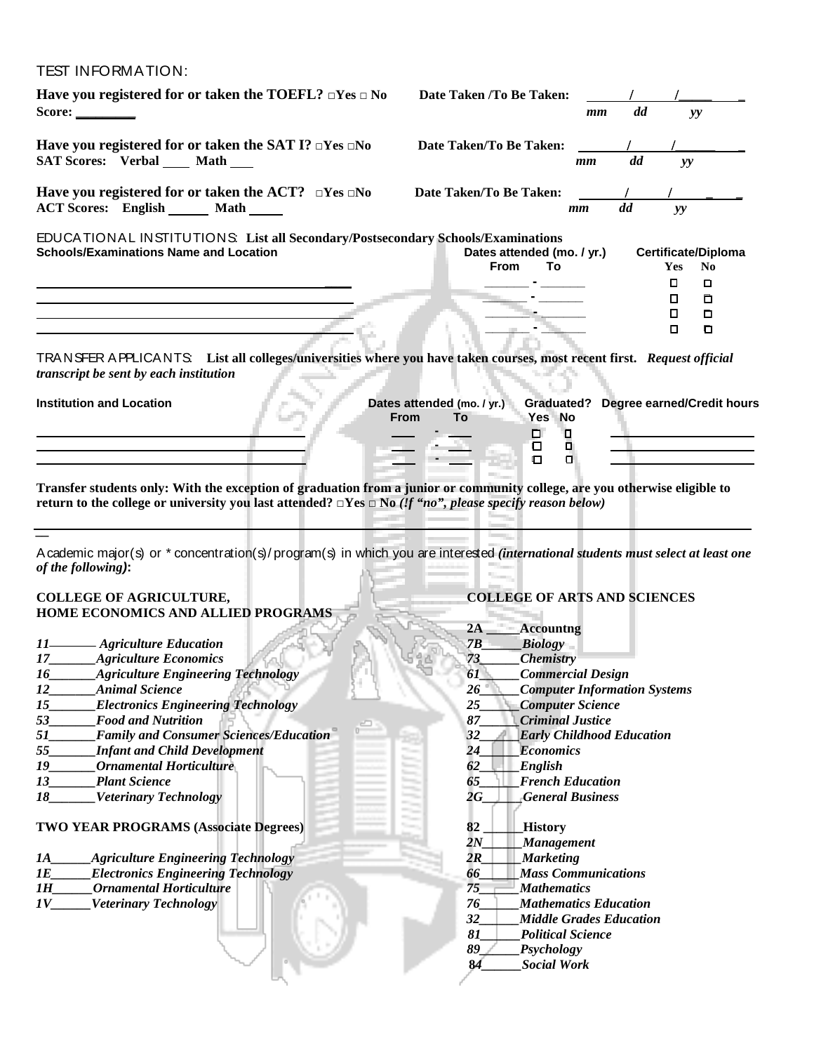TEST INFORMATION:

**Have you registered for or taken the TOEFL? □Yes □ No** **Date Taken /To Be Taken:** ______/______/______ *mm dd yy*
**Score: ________**

**Have you registered for or taken the SAT I? □Yes □No** **Date Taken/To Be Taken:** ______/______/______ *mm dd yy*
**SAT Scores: Verbal ____ Math ___**

**Have you registered for or taken the ACT? □Yes □No** **Date Taken/To Be Taken:** ______/______/______ *mm dd yy*
**ACT Scores: English ______ Math _____**

EDUCATIONAL INSTITUTIONS: **List all Secondary/Postsecondary Schools/Examinations**

| Schools/Examinations Name and Location | Dates attended (mo. / yr.) From - To | Certificate/Diploma Yes | No |
|---|---|---|---|
| | ______ - ______ | □ | □ |
| | ______ - ______ | □ | □ |
| | ______ - ______ | □ | □ |
| | ______ - ______ | □ | □ |

TRANSFER APPLICANTS: **List all colleges/universities where you have taken courses, most recent first.** ***Request official transcript be sent by each institution***

| Institution and Location | Dates attended (mo. / yr.) From - To | Graduated? Yes | No | Degree earned/Credit hours |
|---|---|---|---|---|
| | ___ - ___ | □ | □ | |
| | ___ - ___ | □ | □ | |
| | ___ - ___ | □ | □ | |

**Transfer students only: With the exception of graduation from a junior or community college, are you otherwise eligible to return to the college or university you last attended? □Yes □ No** ***(If "no", please specify reason below)***

______________________________________________________________________

Academic major(s) or * concentration(s)/program(s) in which you are interested ***(international students must select at least one of the following)*:**

**COLLEGE OF AGRICULTURE, HOME ECONOMICS AND ALLIED PROGRAMS**

*11_______ Agriculture Education*
*17_______Agriculture Economics*
*16_______Agriculture Engineering Technology*
*12_______Animal Science*
*15_______Electronics Engineering Technology*
*53_______Food and Nutrition*
*51_______Family and Consumer Sciences/Education*
*55_______Infant and Child Development*
*19_______Ornamental Horticulture*
*13_______Plant Science*
*18_______Veterinary Technology*

**TWO YEAR PROGRAMS (Associate Degrees)**

*1A______Agriculture Engineering Technology*
*1E______Electronics Engineering Technology*
*1H______Ornamental Horticulture*
*1V______Veterinary Technology*

**COLLEGE OF ARTS AND SCIENCES**

**2A _____Accountng**
*7B______Biology*
*73______Chemistry*
*61______Commercial Design*
*26______Computer Information Systems*
*25______Computer Science*
*87______Criminal Justice*
*32______Early Childhood Education*
*24______Economics*
*62______English*
*65______French Education*
*2G______General Business*
**82 ______History**
*2N______Management*
*2R______Marketing*
*66______Mass Communications*
*75______Mathematics*
*76______Mathematics Education*
*32______Middle Grades Education*
*81______Political Science*
*89______Psychology*
*84______Social Work*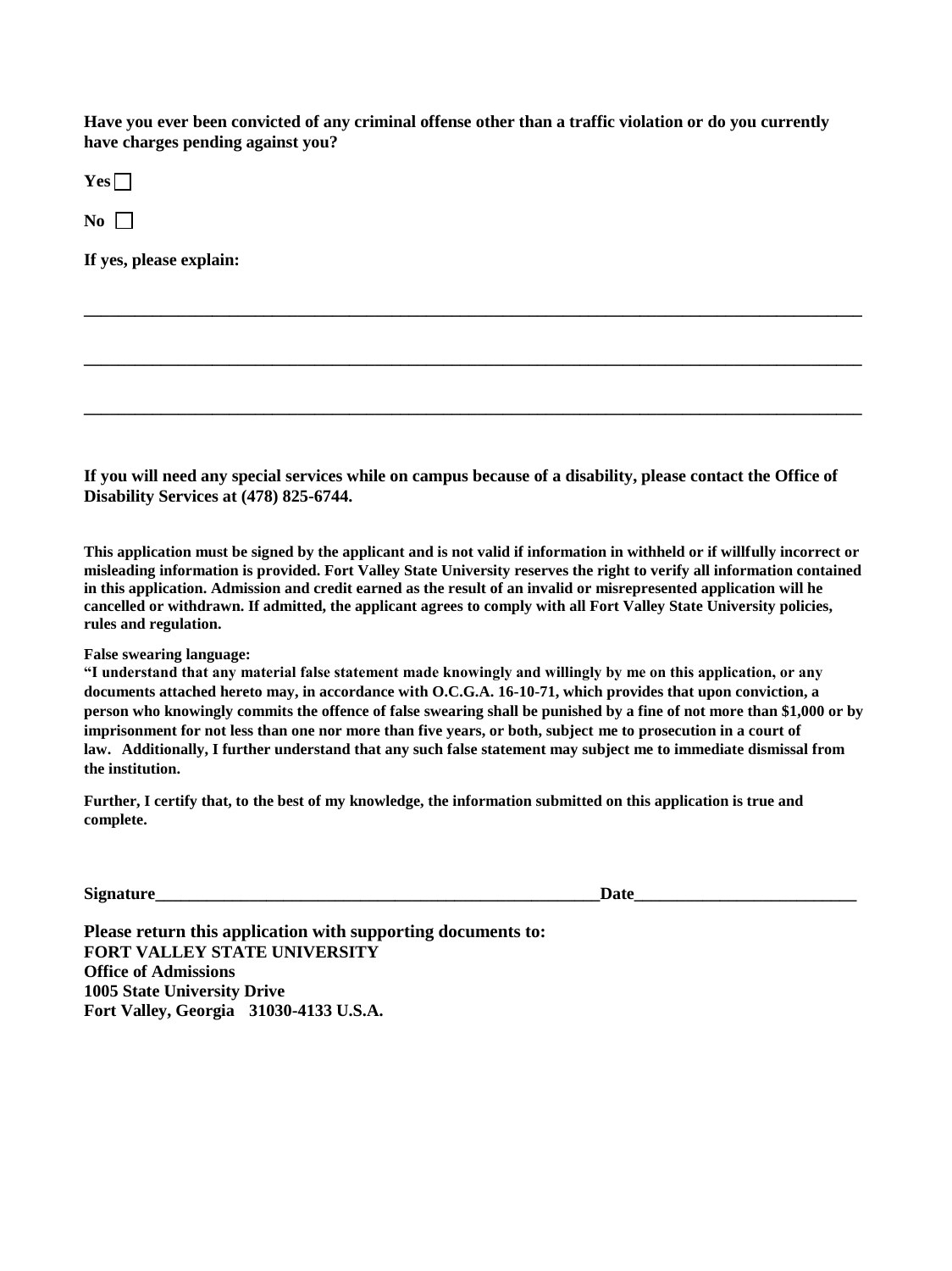**Have you ever been convicted of any criminal offense other than a traffic violation or do you currently have charges pending against you?**

**Yes** ☐

**No** ☐

**If yes, please explain:**

_______________________________________________________________________________________

_______________________________________________________________________________________

_______________________________________________________________________________________

**If you will need any special services while on campus because of a disability, please contact the Office of Disability Services at (478) 825-6744.**

**This application must be signed by the applicant and is not valid if information in withheld or if willfully incorrect or misleading information is provided. Fort Valley State University reserves the right to verify all information contained in this application. Admission and credit earned as the result of an invalid or misrepresented application will he cancelled or withdrawn. If admitted, the applicant agrees to comply with all Fort Valley State University policies, rules and regulation.**

**False swearing language:**

**"I understand that any material false statement made knowingly and willingly by me on this application, or any documents attached hereto may, in accordance with O.C.G.A. 16-10-71, which provides that upon conviction, a person who knowingly commits the offence of false swearing shall be punished by a fine of not more than $1,000 or by imprisonment for not less than one nor more than five years, or both, subject me to prosecution in a court of law. Additionally, I further understand that any such false statement may subject me to immediate dismissal from the institution.**

**Further, I certify that, to the best of my knowledge, the information submitted on this application is true and complete.**

**Signature**_______________________________________________________**Date**___________________________

**Please return this application with supporting documents to:**
**FORT VALLEY STATE UNIVERSITY**
**Office of Admissions**
**1005 State University Drive**
**Fort Valley, Georgia 31030-4133 U.S.A.**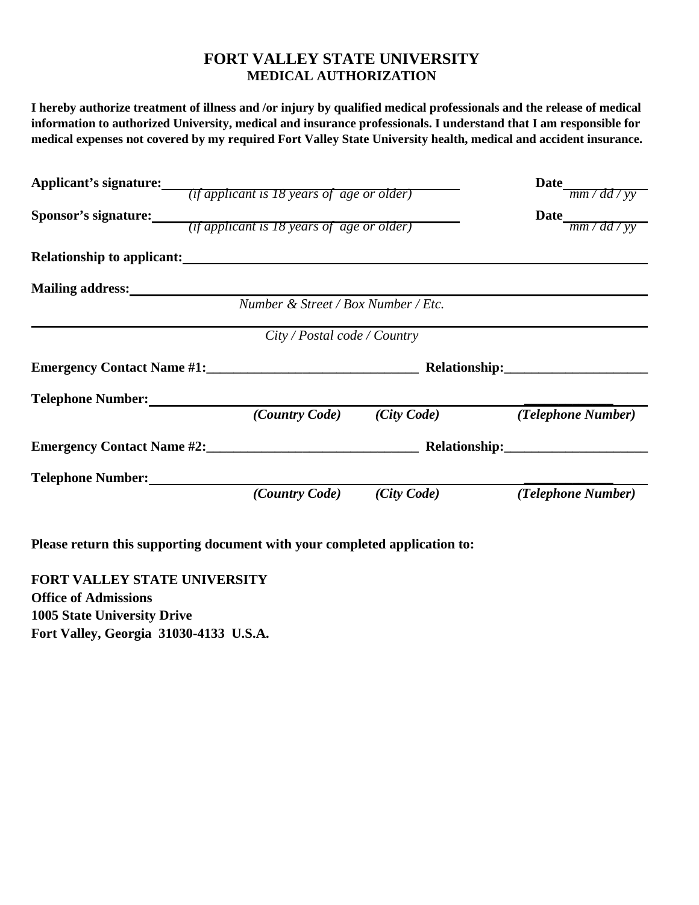# FORT VALLEY STATE UNIVERSITY
## MEDICAL AUTHORIZATION

**I hereby authorize treatment of illness and /or injury by qualified medical professionals and the release of medical information to authorized University, medical and insurance professionals. I understand that I am responsible for medical expenses not covered by my required Fort Valley State University health, medical and accident insurance.**

**Applicant's signature:** ______________________________________ **Date** ____________
*(if applicant is 18 years of age or older)* *mm / dd / yy*

**Sponsor's signature:** ______________________________________ **Date** ____________
*(if applicant is 18 years of age or older)* *mm / dd / yy*

**Relationship to applicant:** ______________________________________

**Mailing address:** ______________________________________
*Number & Street / Box Number / Etc.*

______________________________________
*City / Postal code / Country*

**Emergency Contact Name #1:**_______________________________ **Relationship:**_____________________

**Telephone Number:** ______________________________________
***(Country Code)*** ***(City Code)*** ***(Telephone Number)***

**Emergency Contact Name #2:**_______________________________ **Relationship:**_____________________

**Telephone Number:** ______________________________________
***(Country Code)*** ***(City Code)*** ***(Telephone Number)***

**Please return this supporting document with your completed application to:**

**FORT VALLEY STATE UNIVERSITY**
**Office of Admissions**
**1005 State University Drive**
**Fort Valley, Georgia 31030-4133 U.S.A.**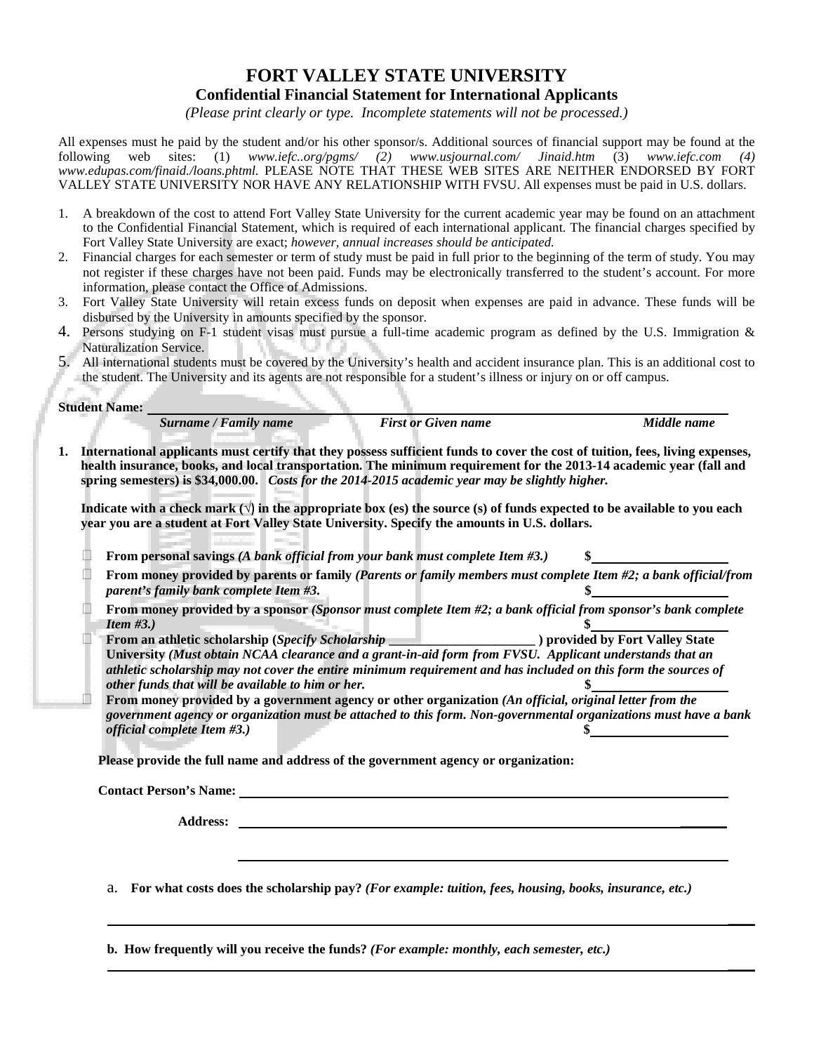# FORT VALLEY STATE UNIVERSITY

## Confidential Financial Statement for International Applicants

*(Please print clearly or type. Incomplete statements will not be processed.)*

All expenses must he paid by the student and/or his other sponsor/s. Additional sources of financial support may be found at the following web sites: (1) *www.iefc..org/pgms/ (2) www.usjournal.com/ Jinaid.htm* (3) *www.iefc.com (4) www.edupas.com/finaid./loans.phtml.* PLEASE NOTE THAT THESE WEB SITES ARE NEITHER ENDORSED BY FORT VALLEY STATE UNIVERSITY NOR HAVE ANY RELATIONSHIP WITH FVSU. All expenses must be paid in U.S. dollars.

1. A breakdown of the cost to attend Fort Valley State University for the current academic year may be found on an attachment to the Confidential Financial Statement, which is required of each international applicant. The financial charges specified by Fort Valley State University are exact; *however, annual increases should be anticipated.*
2. Financial charges for each semester or term of study must be paid in full prior to the beginning of the term of study. You may not register if these charges have not been paid. Funds may be electronically transferred to the student's account. For more information, please contact the Office of Admissions.
3. Fort Valley State University will retain excess funds on deposit when expenses are paid in advance. These funds will be disbursed by the University in amounts specified by the sponsor.
4. Persons studying on F-1 student visas must pursue a full-time academic program as defined by the U.S. Immigration & Naturalization Service.
5. All international students must be covered by the University's health and accident insurance plan. This is an additional cost to the student. The University and its agents are not responsible for a student's illness or injury on or off campus.

**Student Name:** ______________________________________________

*Surname / Family name* &nbsp;&nbsp;&nbsp; *First or Given name* &nbsp;&nbsp;&nbsp; *Middle name*

**1. International applicants must certify that they possess sufficient funds to cover the cost of tuition, fees, living expenses, health insurance, books, and local transportation. The minimum requirement for the 2013-14 academic year (fall and spring semesters) is $34,000.00.** ***Costs for the 2014-2015 academic year may be slightly higher.***

**Indicate with a check mark (√) in the appropriate box (es) the source (s) of funds expected to be available to you each year you are a student at Fort Valley State University. Specify the amounts in U.S. dollars.**

- ☐ **From personal savings** ***(A bank official from your bank must complete Item #3.)*** **$**__________________
- ☐ **From money provided by parents or family** ***(Parents or family members must complete Item #2; a bank official/from parent's family bank complete Item #3.*** **$**__________________
- ☐ **From money provided by a sponsor** ***(Sponsor must complete Item #2; a bank official from sponsor's bank complete Item #3.)*** **$**__________________
- ☐ **From an athletic scholarship (*Specify Scholarship* ______________________ ) provided by Fort Valley State University** ***(Must obtain NCAA clearance and a grant-in-aid form from FVSU. Applicant understands that an athletic scholarship may not cover the entire minimum requirement and has included on this form the sources of other funds that will be available to him or her.*** **$**__________________
- ☐ **From money provided by a government agency or other organization** ***(An official, original letter from the government agency or organization must be attached to this form. Non-governmental organizations must have a bank official complete Item #3.)*** **$**__________________

**Please provide the full name and address of the government agency or organization:**

**Contact Person's Name:** ______________________________________________

**Address:** ______________________________________________

______________________________________________

a. **For what costs does the scholarship pay?** ***(For example: tuition, fees, housing, books, insurance, etc.)***

______________________________________________

**b. How frequently will you receive the funds?** ***(For example: monthly, each semester, etc.)***

______________________________________________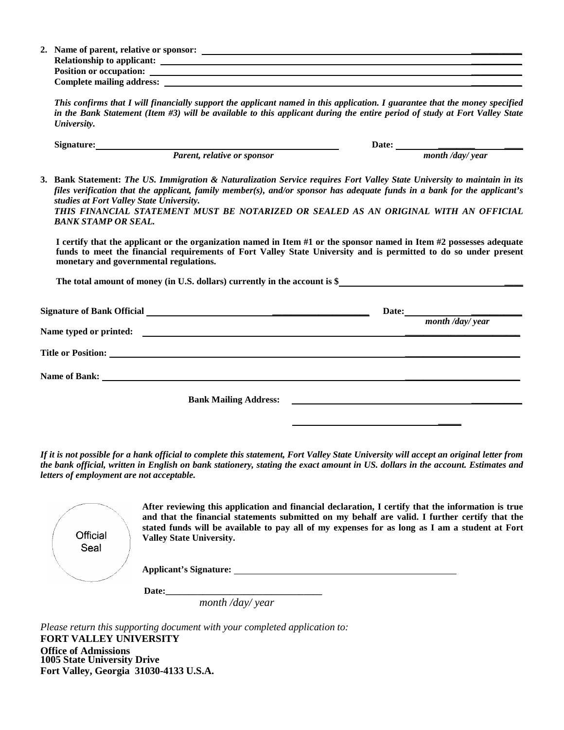2. **Name of parent, relative or sponsor:** ___________

   **Relationship to applicant:** ___________

   **Position or occupation:** ___________

   **Complete mailing address:** ___________

   ***This confirms that I will financially support the applicant named in this application. I guarantee that the money specified in the Bank Statement (Item #3) will be available to this applicant during the entire period of study at Fort Valley State University.***

   **Signature:** ___________ **Date:** ___________

   ***Parent, relative or sponsor*** ***month /day/ year***

3. **Bank Statement:** ***The US. Immigration & Naturalization Service requires Fort Valley State University to maintain in its files verification that the applicant, family member(s), and/or sponsor has adequate funds in a bank for the applicant's studies at Fort Valley State University.***

   ***THIS FINANCIAL STATEMENT MUST BE NOTARIZED OR SEALED AS AN ORIGINAL WITH AN OFFICIAL BANK STAMP OR SEAL.***

   **I certify that the applicant or the organization named in Item #1 or the sponsor named in Item #2 possesses adequate funds to meet the financial requirements of Fort Valley State University and is permitted to do so under present monetary and governmental regulations.**

   **The total amount of money (in U.S. dollars) currently in the account is $** ___________

**Signature of Bank Official** ___________ **Date:** ___________

***month /day/ year***

**Name typed or printed:** ___________

**Title or Position:** ___________

**Name of Bank:** ___________

**Bank Mailing Address:** ___________

___________

***If it is not possible for a hank official to complete this statement, Fort Valley State University will accept an original letter from the bank official, written in English on bank stationery, stating the exact amount in US. dollars in the account. Estimates and letters of employment are not acceptable.***

Official Seal

**After reviewing this application and financial declaration, I certify that the information is true and that the financial statements submitted on my behalf are valid. I further certify that the stated funds will be available to pay all of my expenses for as long as I am a student at Fort Valley State University.**

**Applicant's Signature:** ___________

**Date:**___________

*month /day/ year*

*Please return this supporting document with your completed application to:*

**FORT VALLEY UNIVERSITY**

**Office of Admissions**
**1005 State University Drive**
**Fort Valley, Georgia 31030-4133 U.S.A.**